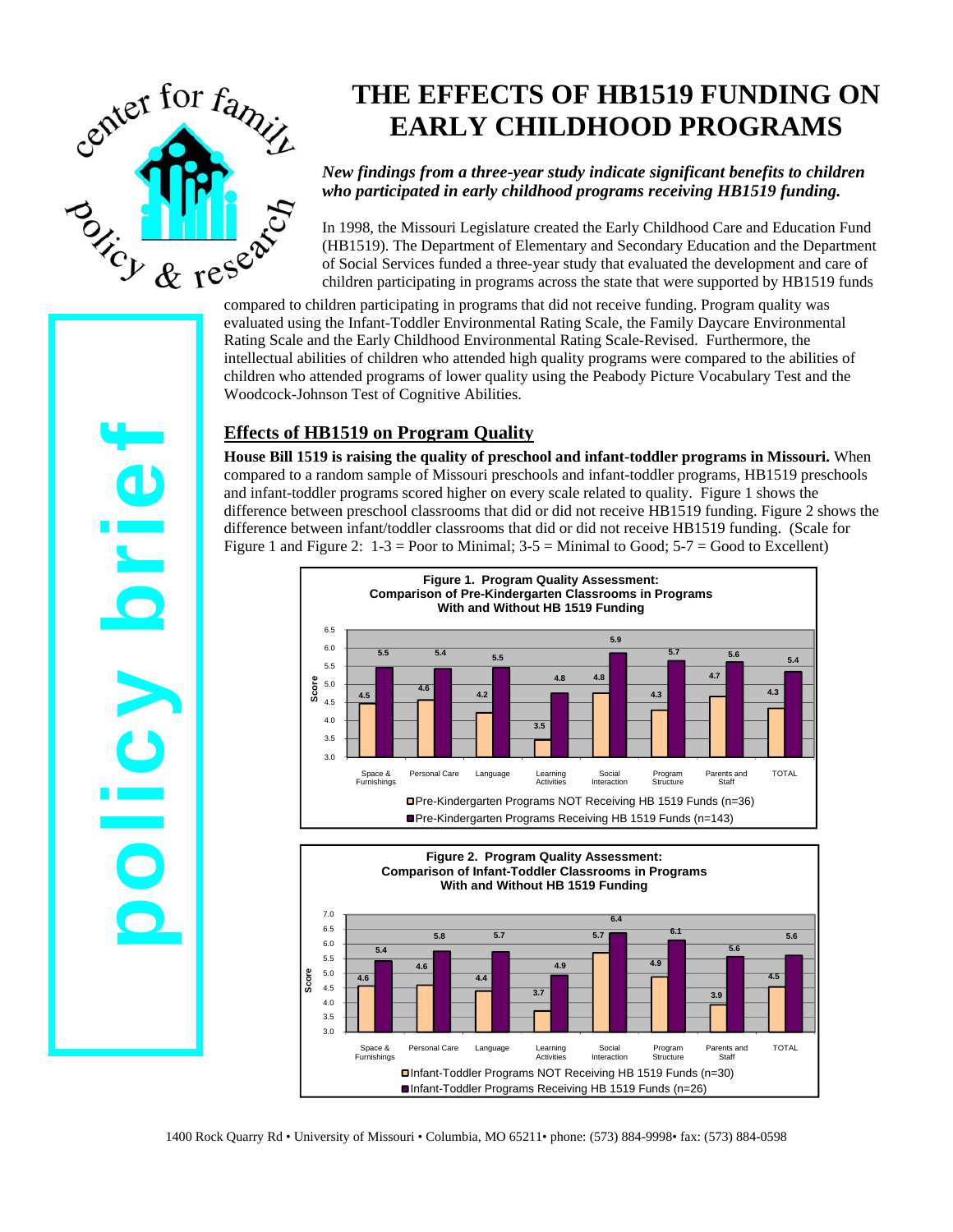# THE EFFECTS OF HB1519 FUNDING ON EARLY CHILDHOOD PROGRAMS

*New findings from a three-year study indicate significant benefits to children who participated in early childhood programs receiving HB1519 funding.*

In 1998, the Missouri Legislature created the Early Childhood Care and Education Fund (HB1519). The Department of Elementary and Secondary Education and the Department of Social Services funded a three-year study that evaluated the development and care of children participating in programs across the state that were supported by HB1519 funds compared to children participating in programs that did not receive funding. Program quality was evaluated using the Infant-Toddler Environmental Rating Scale, the Family Daycare Environmental Rating Scale and the Early Childhood Environmental Rating Scale-Revised. Furthermore, the intellectual abilities of children who attended high quality programs were compared to the abilities of children who attended programs of lower quality using the Peabody Picture Vocabulary Test and the Woodcock-Johnson Test of Cognitive Abilities.

## Effects of HB1519 on Program Quality

**House Bill 1519 is raising the quality of preschool and infant-toddler programs in Missouri.** When compared to a random sample of Missouri preschools and infant-toddler programs, HB1519 preschools and infant-toddler programs scored higher on every scale related to quality. Figure 1 shows the difference between preschool classrooms that did or did not receive HB1519 funding. Figure 2 shows the difference between infant/toddler classrooms that did or did not receive HB1519 funding. (Scale for Figure 1 and Figure 2: 1-3 = Poor to Minimal; 3-5 = Minimal to Good; 5-7 = Good to Excellent)

**Figure 1. Program Quality Assessment: Comparison of Pre-Kindergarten Classrooms in Programs With and Without HB 1519 Funding**

| Score | Space & Furnishings | Personal Care | Language | Learning Activities | Social Interaction | Program Structure | Parents and Staff | TOTAL |
|---|---|---|---|---|---|---|---|---|
| Pre-Kindergarten Programs NOT Receiving HB 1519 Funds (n=36) | 4.5 | 4.6 | 4.2 | 3.5 | 4.8 | 4.3 | 4.7 | 4.3 |
| Pre-Kindergarten Programs Receiving HB 1519 Funds (n=143) | 5.5 | 5.4 | 5.5 | 4.8 | 5.9 | 5.7 | 5.6 | 5.4 |

**Figure 2. Program Quality Assessment: Comparison of Infant-Toddler Classrooms in Programs With and Without HB 1519 Funding**

| Score | Space & Furnishings | Personal Care | Language | Learning Activities | Social Interaction | Program Structure | Parents and Staff | TOTAL |
|---|---|---|---|---|---|---|---|---|
| Infant-Toddler Programs NOT Receiving HB 1519 Funds (n=30) | 4.6 | 4.6 | 4.4 | 3.7 | 5.7 | 4.9 | 3.9 | 4.5 |
| Infant-Toddler Programs Receiving HB 1519 Funds (n=26) | 5.4 | 5.8 | 5.7 | 4.9 | 6.4 | 6.1 | 5.6 | 5.6 |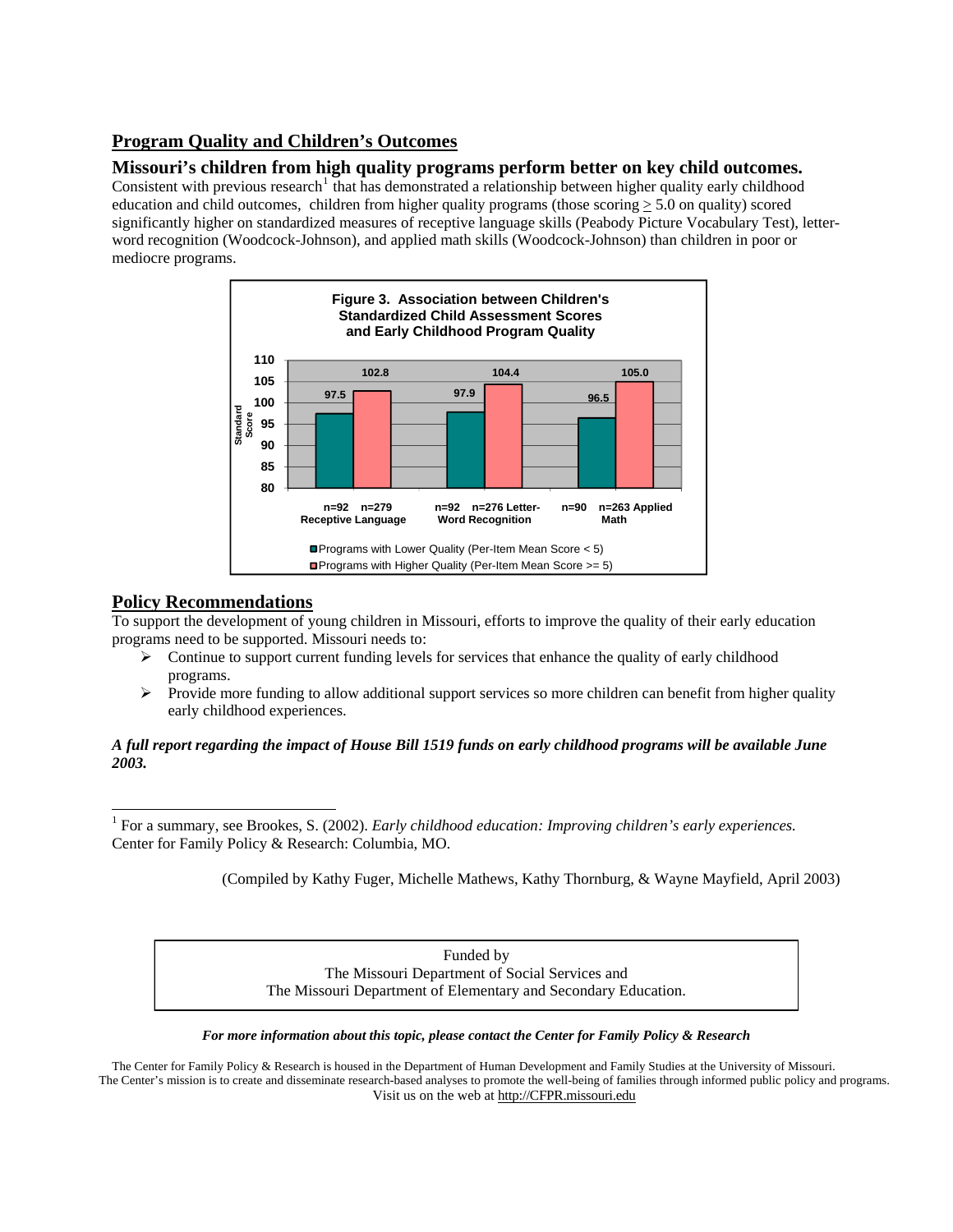## Program Quality and Children's Outcomes

### Missouri's children from high quality programs perform better on key child outcomes.

Consistent with previous research[1] that has demonstrated a relationship between higher quality early childhood education and child outcomes, children from higher quality programs (those scoring $\geq$ 5.0 on quality) scored significantly higher on standardized measures of receptive language skills (Peabody Picture Vocabulary Test), letter-word recognition (Woodcock-Johnson), and applied math skills (Woodcock-Johnson) than children in poor or mediocre programs.

**Figure 3. Association between Children's Standardized Child Assessment Scores and Early Childhood Program Quality**

Standard Score

110
105
100
95
90
85
80

97.5
102.8
97.9
104.4
96.5
105.0

n=92 n=279
Receptive Language

n=92 n=276 Letter-Word Recognition

n=90 n=263 Applied Math

Programs with Lower Quality (Per-Item Mean Score < 5)

Programs with Higher Quality (Per-Item Mean Score >= 5)

## Policy Recommendations

To support the development of young children in Missouri, efforts to improve the quality of their early education programs need to be supported. Missouri needs to:

- Continue to support current funding levels for services that enhance the quality of early childhood programs.
- Provide more funding to allow additional support services so more children can benefit from higher quality early childhood experiences.

***A full report regarding the impact of House Bill 1519 funds on early childhood programs will be available June 2003.***

[1] For a summary, see Brookes, S. (2002). *Early childhood education: Improving children's early experiences.* Center for Family Policy & Research: Columbia, MO.

(Compiled by Kathy Fuger, Michelle Mathews, Kathy Thornburg, & Wayne Mayfield, April 2003)

Funded by
The Missouri Department of Social Services and
The Missouri Department of Elementary and Secondary Education.

***For more information about this topic, please contact the Center for Family Policy & Research***

The Center for Family Policy & Research is housed in the Department of Human Development and Family Studies at the University of Missouri.
The Center's mission is to create and disseminate research-based analyses to promote the well-being of families through informed public policy and programs.
Visit us on the web at http://CFPR.missouri.edu